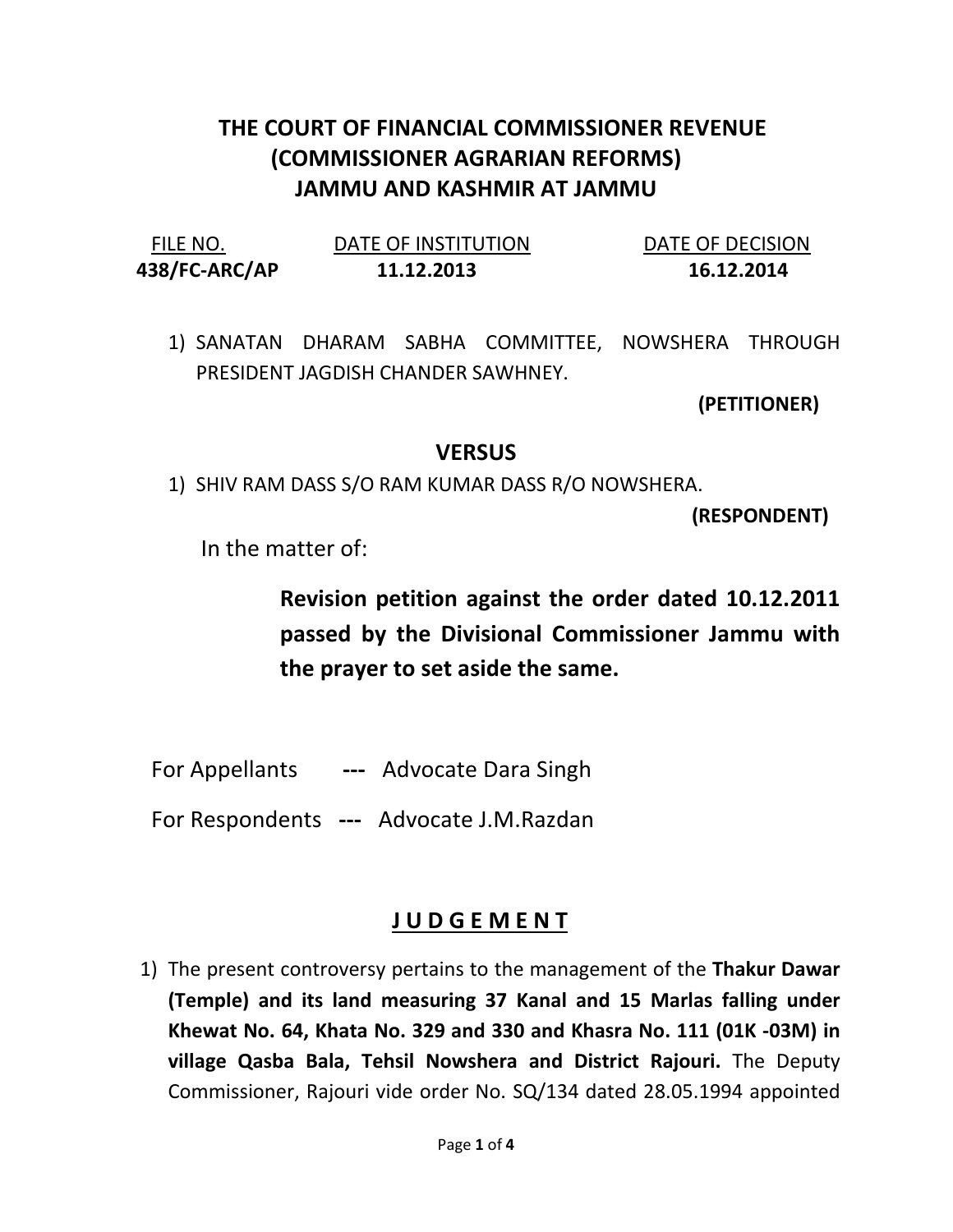# THE COURT OF FINANCIAL COMMISSIONER REVENUE (COMMISSIONER AGRARIAN REFORMS) JAMMU AND KASHMIR AT JAMMU

| FILE NO. | DATE OF INSTITUTION | DATE OF DECISION |
| --- | --- | --- |
| **438/FC-ARC/AP** | **11.12.2013** | **16.12.2014** |

1) SANATAN DHARAM SABHA COMMITTEE, NOWSHERA THROUGH PRESIDENT JAGDISH CHANDER SAWHNEY.

**(PETITIONER)**

## VERSUS

1) SHIV RAM DASS S/O RAM KUMAR DASS R/O NOWSHERA.

**(RESPONDENT)**

In the matter of:

**Revision petition against the order dated 10.12.2011 passed by the Divisional Commissioner Jammu with the prayer to set aside the same.**

For Appellants **---** Advocate Dara Singh

For Respondents **---** Advocate J.M.Razdan

## J U D G E M E N T

1) The present controversy pertains to the management of the **Thakur Dawar (Temple) and its land measuring 37 Kanal and 15 Marlas falling under Khewat No. 64, Khata No. 329 and 330 and Khasra No. 111 (01K -03M) in village Qasba Bala, Tehsil Nowshera and District Rajouri.** The Deputy Commissioner, Rajouri vide order No. SQ/134 dated 28.05.1994 appointed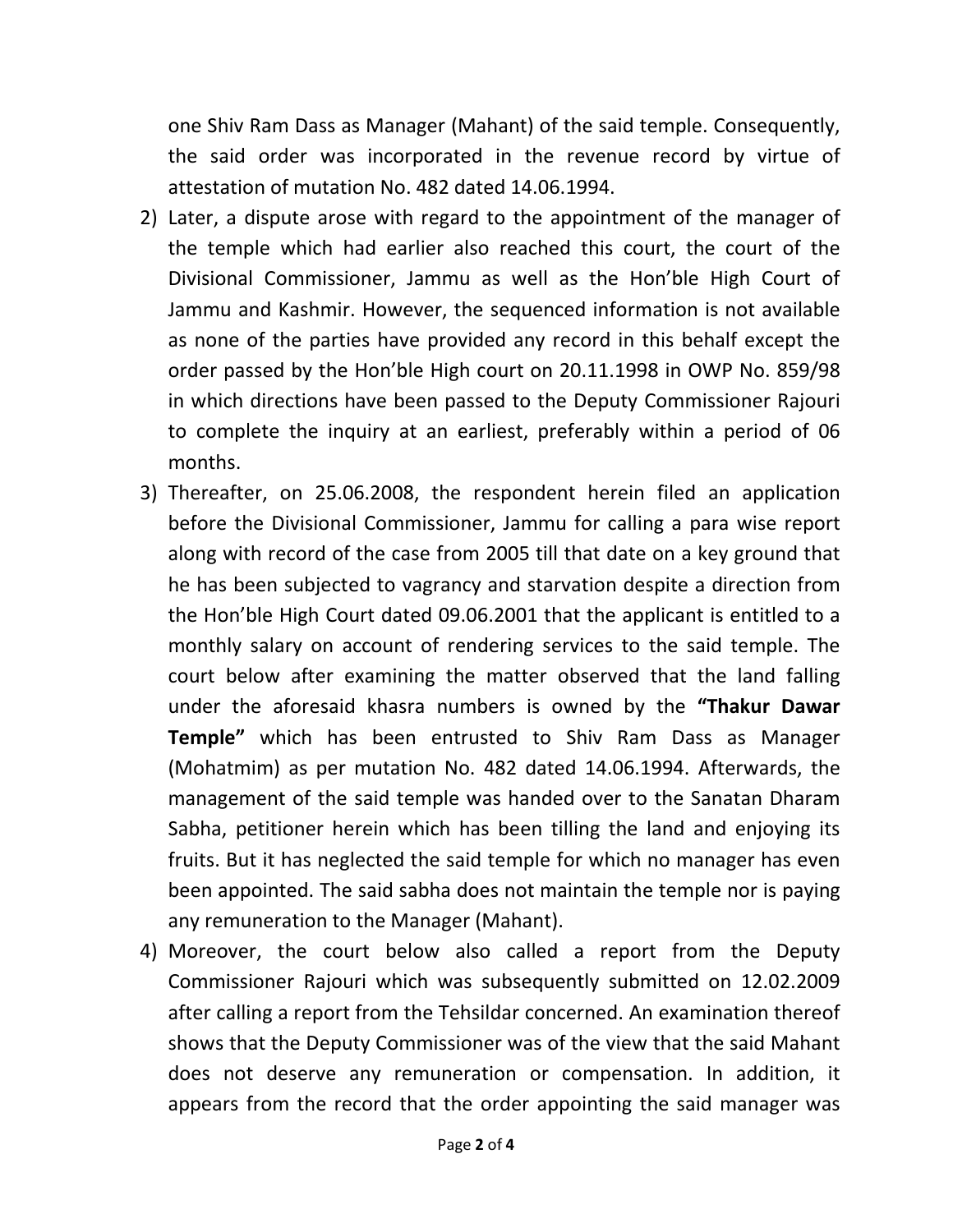one Shiv Ram Dass as Manager (Mahant) of the said temple. Consequently, the said order was incorporated in the revenue record by virtue of attestation of mutation No. 482 dated 14.06.1994.

2) Later, a dispute arose with regard to the appointment of the manager of the temple which had earlier also reached this court, the court of the Divisional Commissioner, Jammu as well as the Hon'ble High Court of Jammu and Kashmir. However, the sequenced information is not available as none of the parties have provided any record in this behalf except the order passed by the Hon'ble High court on 20.11.1998 in OWP No. 859/98 in which directions have been passed to the Deputy Commissioner Rajouri to complete the inquiry at an earliest, preferably within a period of 06 months.

3) Thereafter, on 25.06.2008, the respondent herein filed an application before the Divisional Commissioner, Jammu for calling a para wise report along with record of the case from 2005 till that date on a key ground that he has been subjected to vagrancy and starvation despite a direction from the Hon'ble High Court dated 09.06.2001 that the applicant is entitled to a monthly salary on account of rendering services to the said temple. The court below after examining the matter observed that the land falling under the aforesaid khasra numbers is owned by the **"Thakur Dawar Temple"** which has been entrusted to Shiv Ram Dass as Manager (Mohatmim) as per mutation No. 482 dated 14.06.1994. Afterwards, the management of the said temple was handed over to the Sanatan Dharam Sabha, petitioner herein which has been tilling the land and enjoying its fruits. But it has neglected the said temple for which no manager has even been appointed. The said sabha does not maintain the temple nor is paying any remuneration to the Manager (Mahant).

4) Moreover, the court below also called a report from the Deputy Commissioner Rajouri which was subsequently submitted on 12.02.2009 after calling a report from the Tehsildar concerned. An examination thereof shows that the Deputy Commissioner was of the view that the said Mahant does not deserve any remuneration or compensation. In addition, it appears from the record that the order appointing the said manager was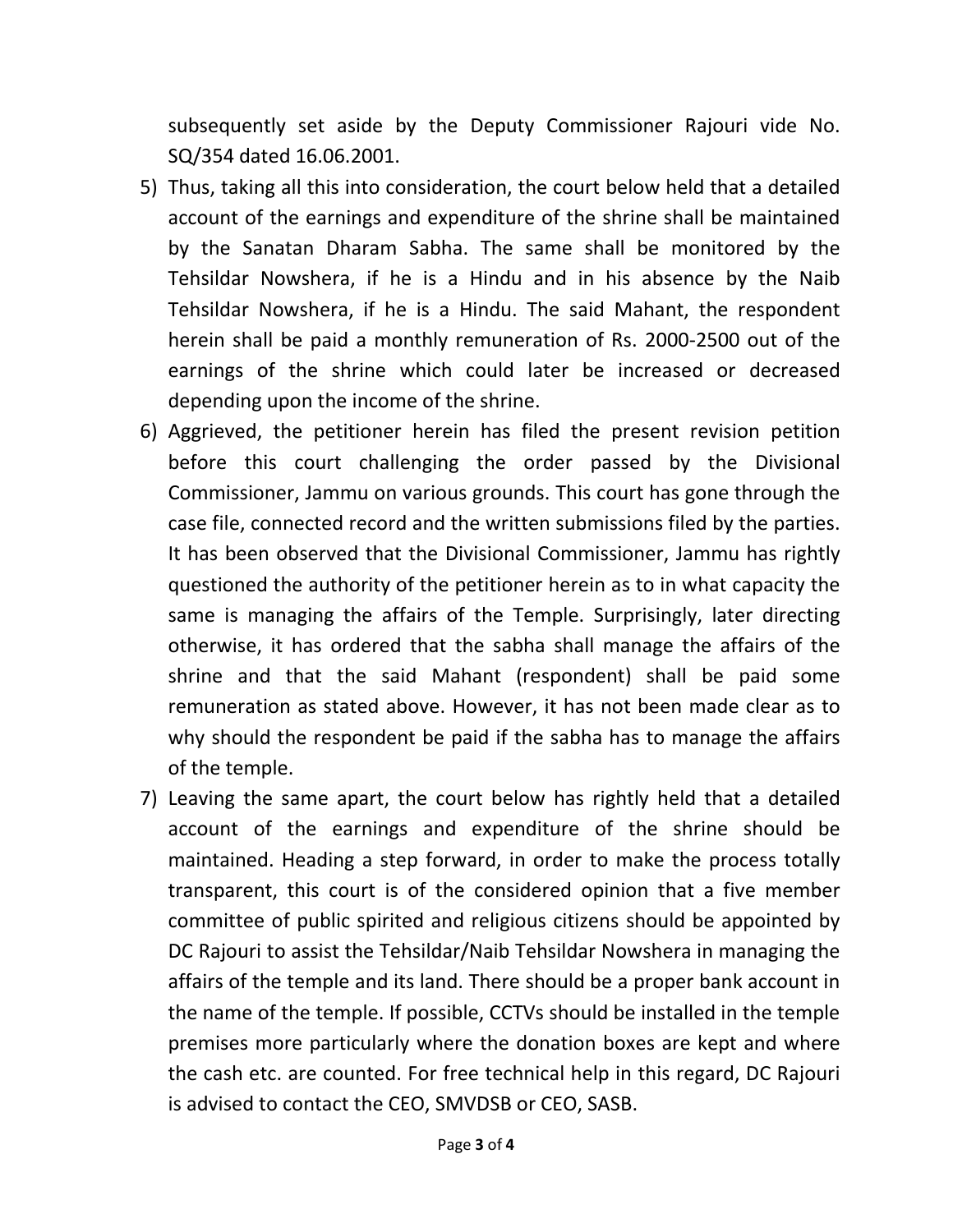subsequently set aside by the Deputy Commissioner Rajouri vide No. SQ/354 dated 16.06.2001.

5) Thus, taking all this into consideration, the court below held that a detailed account of the earnings and expenditure of the shrine shall be maintained by the Sanatan Dharam Sabha. The same shall be monitored by the Tehsildar Nowshera, if he is a Hindu and in his absence by the Naib Tehsildar Nowshera, if he is a Hindu. The said Mahant, the respondent herein shall be paid a monthly remuneration of Rs. 2000-2500 out of the earnings of the shrine which could later be increased or decreased depending upon the income of the shrine.

6) Aggrieved, the petitioner herein has filed the present revision petition before this court challenging the order passed by the Divisional Commissioner, Jammu on various grounds. This court has gone through the case file, connected record and the written submissions filed by the parties. It has been observed that the Divisional Commissioner, Jammu has rightly questioned the authority of the petitioner herein as to in what capacity the same is managing the affairs of the Temple. Surprisingly, later directing otherwise, it has ordered that the sabha shall manage the affairs of the shrine and that the said Mahant (respondent) shall be paid some remuneration as stated above. However, it has not been made clear as to why should the respondent be paid if the sabha has to manage the affairs of the temple.

7) Leaving the same apart, the court below has rightly held that a detailed account of the earnings and expenditure of the shrine should be maintained. Heading a step forward, in order to make the process totally transparent, this court is of the considered opinion that a five member committee of public spirited and religious citizens should be appointed by DC Rajouri to assist the Tehsildar/Naib Tehsildar Nowshera in managing the affairs of the temple and its land. There should be a proper bank account in the name of the temple. If possible, CCTVs should be installed in the temple premises more particularly where the donation boxes are kept and where the cash etc. are counted. For free technical help in this regard, DC Rajouri is advised to contact the CEO, SMVDSB or CEO, SASB.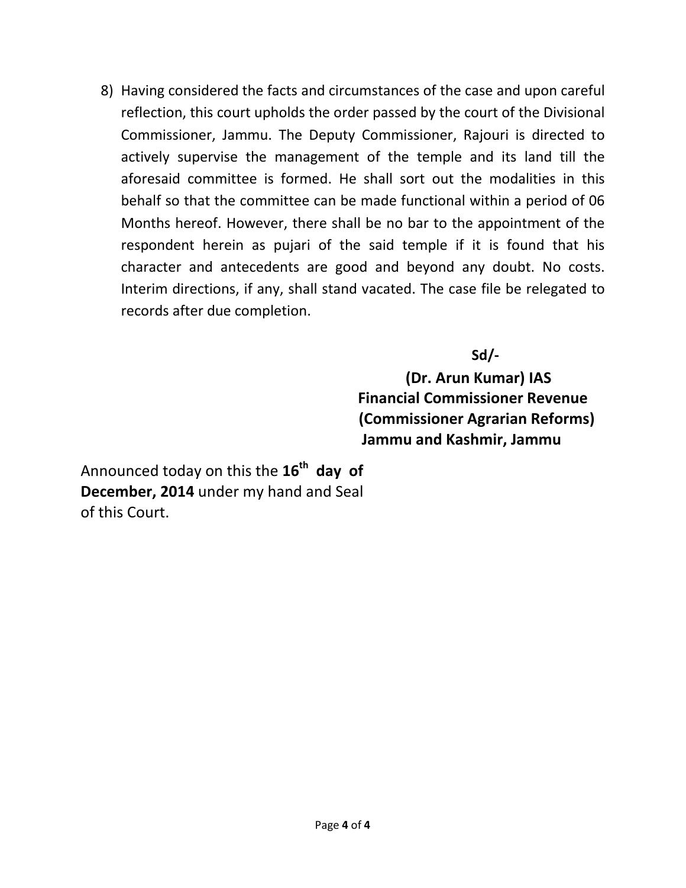8) Having considered the facts and circumstances of the case and upon careful reflection, this court upholds the order passed by the court of the Divisional Commissioner, Jammu. The Deputy Commissioner, Rajouri is directed to actively supervise the management of the temple and its land till the aforesaid committee is formed. He shall sort out the modalities in this behalf so that the committee can be made functional within a period of 06 Months hereof. However, there shall be no bar to the appointment of the respondent herein as pujari of the said temple if it is found that his character and antecedents are good and beyond any doubt. No costs. Interim directions, if any, shall stand vacated. The case file be relegated to records after due completion.

**Sd/-**

**(Dr. Arun Kumar) IAS**
**Financial Commissioner Revenue**
**(Commissioner Agrarian Reforms)**
**Jammu and Kashmir, Jammu**

Announced today on this the **16th day of December, 2014** under my hand and Seal of this Court.